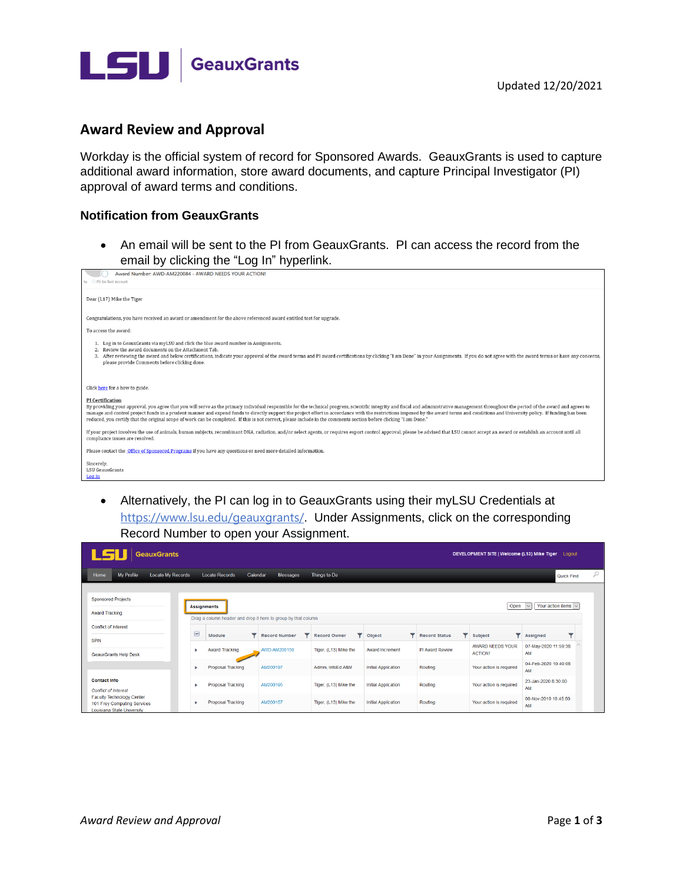Updated 12/20/2021

## Award Review and Approval

Workday is the official system of record for Sponsored Awards. GeauxGrants is used to capture additional award information, store award documents, and capture Principal Investigator (PI) approval of award terms and conditions.

### Notification from GeauxGrants

- An email will be sent to the PI from GeauxGrants. PI can access the record from the email by clicking the "Log In" hyperlink.

Award Number: AWD-AM220084 - AWARD NEEDS YOUR ACTION!

Dear (L17) Mike the Tiger

Congratulations, you have received an award or amendment for the above referenced award entitled test for upgrade.

To access the award:

1. Log in to GeauxGrants via myLSU and click the blue award number in Assignments.
2. Review the award documents on the Attachment Tab.
3. After reviewing the award and below certifications, indicate your approval of the award terms and PI award certifications by clicking "I am Done" in your Assignments. If you do not agree with the award terms or have any concerns, please provide Comments before clicking done.

Click here for a how to guide.

PI Certification
By providing your approval, you agree that you will serve as the primary individual responsible for the technical progress, scientific integrity and fiscal and administrative management throughout the period of the award and agrees to manage and control project funds in a prudent manner and expend funds to directly support the project effort in accordance with the restrictions imposed by the award terms and conditions and University policy. If funding has been reduced, you certify that the original scope of work can be completed. If this is not correct, please include in the comments section before clicking "I am Done."

If your project involves the use of animals, human subjects, recombinant DNA, radiation, and/or select agents, or requires export control approval, please be advised that LSU cannot accept an award or establish an account until all compliance issues are resolved.

Please contact the Office of Sponsored Programs if you have any questions or need more detailed information.

Sincerely,
LSU GeauxGrants
Log In

- Alternatively, the PI can log in to GeauxGrants using their myLSU Credentials at https://www.lsu.edu/geauxgrants/. Under Assignments, click on the corresponding Record Number to open your Assignment.

| Module | Record Number | Record Owner | Object | Record Status | Subject | Assigned |
|---|---|---|---|---|---|---|
| Award Tracking | AWD-AM200150 | Tiger, (L13) Mike the | Award Increment | PI Award Review | AWARD NEEDS YOUR ACTION! | 07-May-2020 11:59:38 AM |
| Proposal Tracking | AM200197 | Admin, InfoEd A&M | Initial Application | Routing | Your action is required | 04-Feb-2020 10:49:08 AM |
| Proposal Tracking | AM200195 | Tiger, (L13) Mike the | Initial Application | Routing | Your action is required | 23-Jan-2020 8:30:00 AM |
| Proposal Tracking | AM200157 | Tiger, (L13) Mike the | Initial Application | Routing | Your action is required | 08-Nov-2019 10:45:50 AM |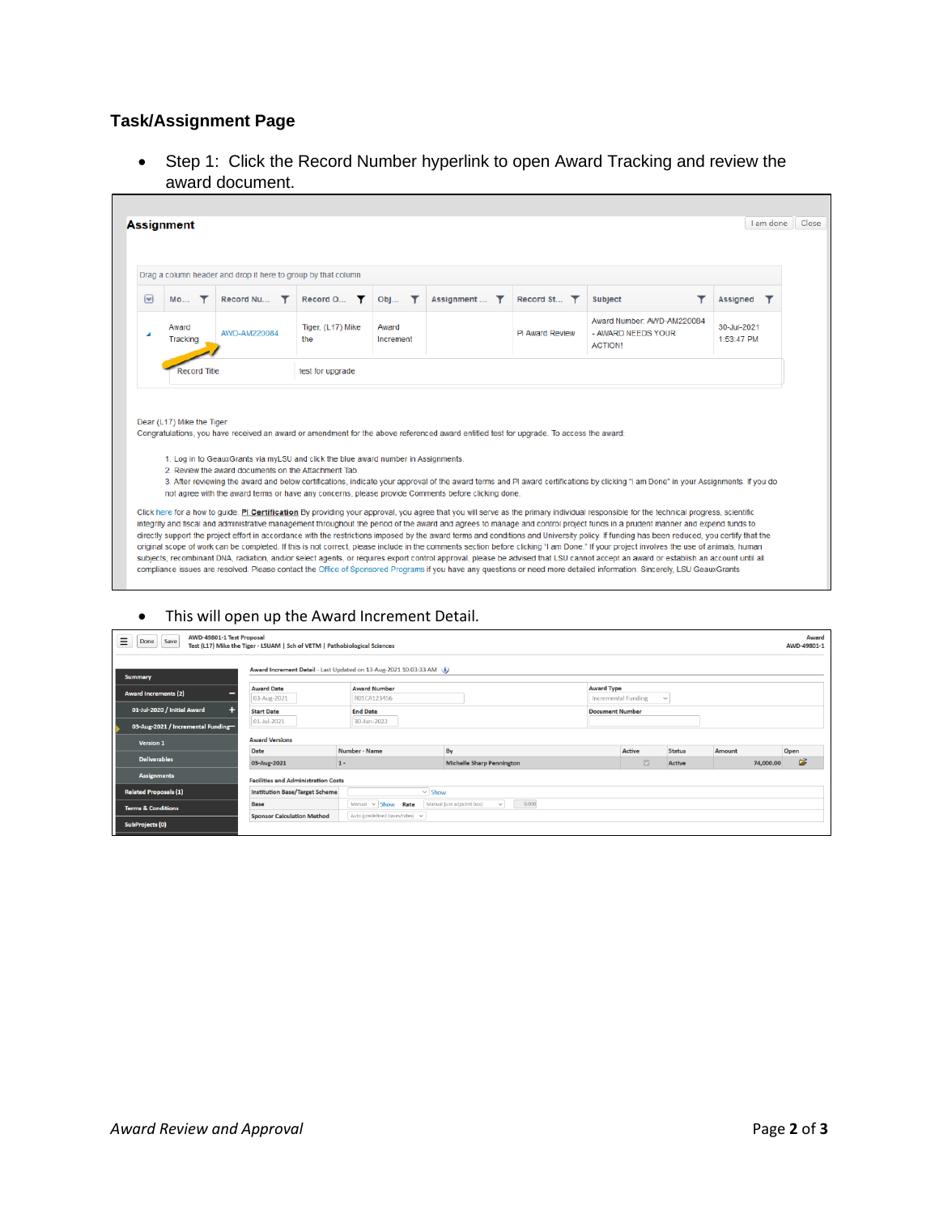### Task/Assignment Page

- Step 1: Click the Record Number hyperlink to open Award Tracking and review the award document.

**Assignment**

I am done | Close

Drag a column header and drop it here to group by that column

| Mo... | Record Nu... | Record O... | Obj... | Assignment ... | Record St... | Subject | Assigned |
|---|---|---|---|---|---|---|---|
| Award Tracking | AWD-AM220084 | Tiger, (L17) Mike the | Award Increment | | PI Award Review | Award Number: AWD-AM220084 - AWARD NEEDS YOUR ACTION! | 30-Jul-2021 1:53:47 PM |

Record Title: test for upgrade

Dear (L17) Mike the Tiger
Congratulations, you have received an award or amendment for the above referenced award entitled test for upgrade. To access the award:

1. Log in to GeauxGrants via myLSU and click the blue award number in Assignments.
2. Review the award documents on the Attachment Tab.
3. After reviewing the award and below certifications, indicate your approval of the award terms and PI award certifications by clicking "I am Done" in your Assignments. If you do not agree with the award terms or have any concerns, please provide Comments before clicking done.

Click here for a how to guide. PI Certification By providing your approval, you agree that you will serve as the primary individual responsible for the technical progress, scientific integrity and fiscal and administrative management throughout the period of the award and agrees to manage and control project funds in a prudent manner and expend funds to directly support the project effort in accordance with the restrictions imposed by the award terms and conditions and University policy. If funding has been reduced, you certify that the original scope of work can be completed. If this is not correct, please include in the comments section before clicking "I am Done." If your project involves the use of animals, human subjects, recombinant DNA, radiation, and/or select agents, or requires export control approval, please be advised that LSU cannot accept an award or establish an account until all compliance issues are resolved. Please contact the Office of Sponsored Programs if you have any questions or need more detailed information. Sincerely, LSU GeauxGrants

- This will open up the Award Increment Detail.

AWD-49801-1 Test Proposal
Test (L17) Mike the Tiger - LSUAM | Sch of VETM | Pathobiological Sciences

Award AWD-49801-1

Summary
Award Increments (2)
01-Jul-2020 / Initial Award
03-Aug-2021 / Incremental Funding
Version 1
Deliverables
Assignments
Related Proposals (1)
Terms & Conditions
SubProjects (0)

Award Increment Detail - Last Updated on 13-Aug-2021 10:03:33 AM

| Award Date | Award Number | Award Type |
|---|---|---|
| 03-Aug-2021 | R01CA123456 | Incremental Funding |
| **Start Date** | **End Date** | **Document Number** |
| 01-Jul-2021 | 30-Jun-2022 | |

Award Versions

| Date | Number - Name | By | Active | Status | Amount | Open |
|---|---|---|---|---|---|---|
| 03-Aug-2021 | 1 - | Michelle Sharp Pennington | ☑ | Active | 74,000.00 | |

Facilities and Administration Costs

| Institution Base/Target Scheme | Show |
|---|---|
| Base | Manual Show Rate Manual (use adjacent box) 0.000 |
| Sponsor Calculation Method | Auto (predefined bases/rates) |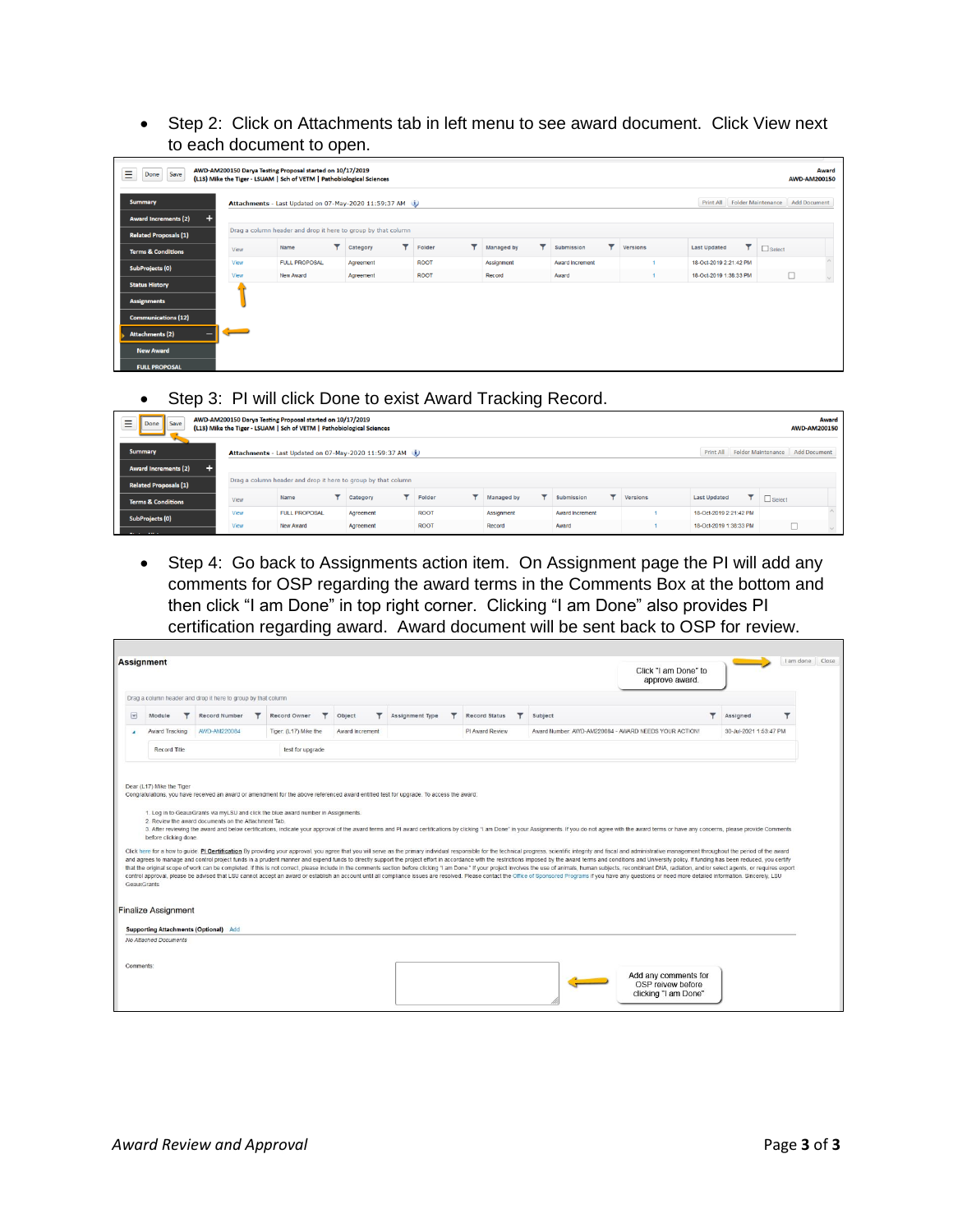- Step 2: Click on Attachments tab in left menu to see award document. Click View next to each document to open.

- Step 3: PI will click Done to exist Award Tracking Record.

- Step 4: Go back to Assignments action item. On Assignment page the PI will add any comments for OSP regarding the award terms in the Comments Box at the bottom and then click "I am Done" in top right corner. Clicking "I am Done" also provides PI certification regarding award. Award document will be sent back to OSP for review.